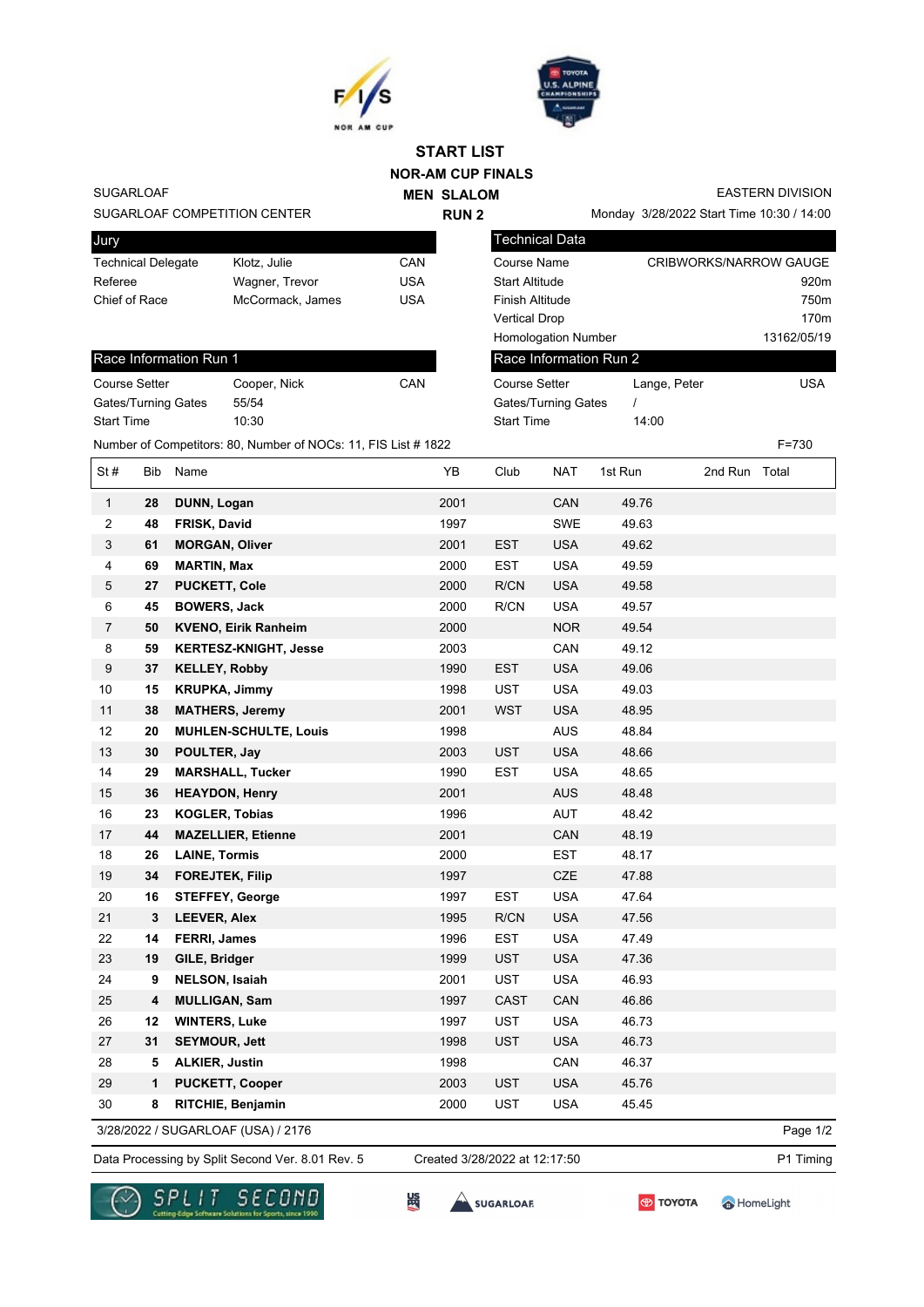# START LIST

## NOR-AM CUP FINALS

### MEN SLALOM

### RUN 2

SUGARLOAF
SUGARLOAF COMPETITION CENTER

EASTERN DIVISION
Monday 3/28/2022 Start Time 10:30 / 14:00

| Jury | | |
|---|---|---|
| Technical Delegate | Klotz, Julie | CAN |
| Referee | Wagner, Trevor | USA |
| Chief of Race | McCormack, James | USA |

| Technical Data | |
|---|---|
| Course Name | CRIBWORKS/NARROW GAUGE |
| Start Altitude | 920m |
| Finish Altitude | 750m |
| Vertical Drop | 170m |
| Homologation Number | 13162/05/19 |

| Race Information Run 1 | | |
|---|---|---|
| Course Setter | Cooper, Nick | CAN |
| Gates/Turning Gates | 55/54 | |
| Start Time | 10:30 | |

| Race Information Run 2 | | |
|---|---|---|
| Course Setter | Lange, Peter | USA |
| Gates/Turning Gates | / | |
| Start Time | 14:00 | |

Number of Competitors: 80, Number of NOCs: 11, FIS List # 1822 F=730

| St # | Bib | Name | YB | Club | NAT | 1st Run | 2nd Run | Total |
|---|---|---|---|---|---|---|---|---|
| 1 | **28** | **DUNN, Logan** | 2001 | | CAN | 49.76 | | |
| 2 | **48** | **FRISK, David** | 1997 | | SWE | 49.63 | | |
| 3 | **61** | **MORGAN, Oliver** | 2001 | EST | USA | 49.62 | | |
| 4 | **69** | **MARTIN, Max** | 2000 | EST | USA | 49.59 | | |
| 5 | **27** | **PUCKETT, Cole** | 2000 | R/CN | USA | 49.58 | | |
| 6 | **45** | **BOWERS, Jack** | 2000 | R/CN | USA | 49.57 | | |
| 7 | **50** | **KVENO, Eirik Ranheim** | 2000 | | NOR | 49.54 | | |
| 8 | **59** | **KERTESZ-KNIGHT, Jesse** | 2003 | | CAN | 49.12 | | |
| 9 | **37** | **KELLEY, Robby** | 1990 | EST | USA | 49.06 | | |
| 10 | **15** | **KRUPKA, Jimmy** | 1998 | UST | USA | 49.03 | | |
| 11 | **38** | **MATHERS, Jeremy** | 2001 | WST | USA | 48.95 | | |
| 12 | **20** | **MUHLEN-SCHULTE, Louis** | 1998 | | AUS | 48.84 | | |
| 13 | **30** | **POULTER, Jay** | 2003 | UST | USA | 48.66 | | |
| 14 | **29** | **MARSHALL, Tucker** | 1990 | EST | USA | 48.65 | | |
| 15 | **36** | **HEAYDON, Henry** | 2001 | | AUS | 48.48 | | |
| 16 | **23** | **KOGLER, Tobias** | 1996 | | AUT | 48.42 | | |
| 17 | **44** | **MAZELLIER, Etienne** | 2001 | | CAN | 48.19 | | |
| 18 | **26** | **LAINE, Tormis** | 2000 | | EST | 48.17 | | |
| 19 | **34** | **FOREJTEK, Filip** | 1997 | | CZE | 47.88 | | |
| 20 | **16** | **STEFFEY, George** | 1997 | EST | USA | 47.64 | | |
| 21 | **3** | **LEEVER, Alex** | 1995 | R/CN | USA | 47.56 | | |
| 22 | **14** | **FERRI, James** | 1996 | EST | USA | 47.49 | | |
| 23 | **19** | **GILE, Bridger** | 1999 | UST | USA | 47.36 | | |
| 24 | **9** | **NELSON, Isaiah** | 2001 | UST | USA | 46.93 | | |
| 25 | **4** | **MULLIGAN, Sam** | 1997 | CAST | CAN | 46.86 | | |
| 26 | **12** | **WINTERS, Luke** | 1997 | UST | USA | 46.73 | | |
| 27 | **31** | **SEYMOUR, Jett** | 1998 | UST | USA | 46.73 | | |
| 28 | **5** | **ALKIER, Justin** | 1998 | | CAN | 46.37 | | |
| 29 | **1** | **PUCKETT, Cooper** | 2003 | UST | USA | 45.76 | | |
| 30 | **8** | **RITCHIE, Benjamin** | 2000 | UST | USA | 45.45 | | |

3/28/2022 / SUGARLOAF (USA) / 2176

Data Processing by Split Second Ver. 8.01 Rev. 5 Created 3/28/2022 at 12:17:50 P1 Timing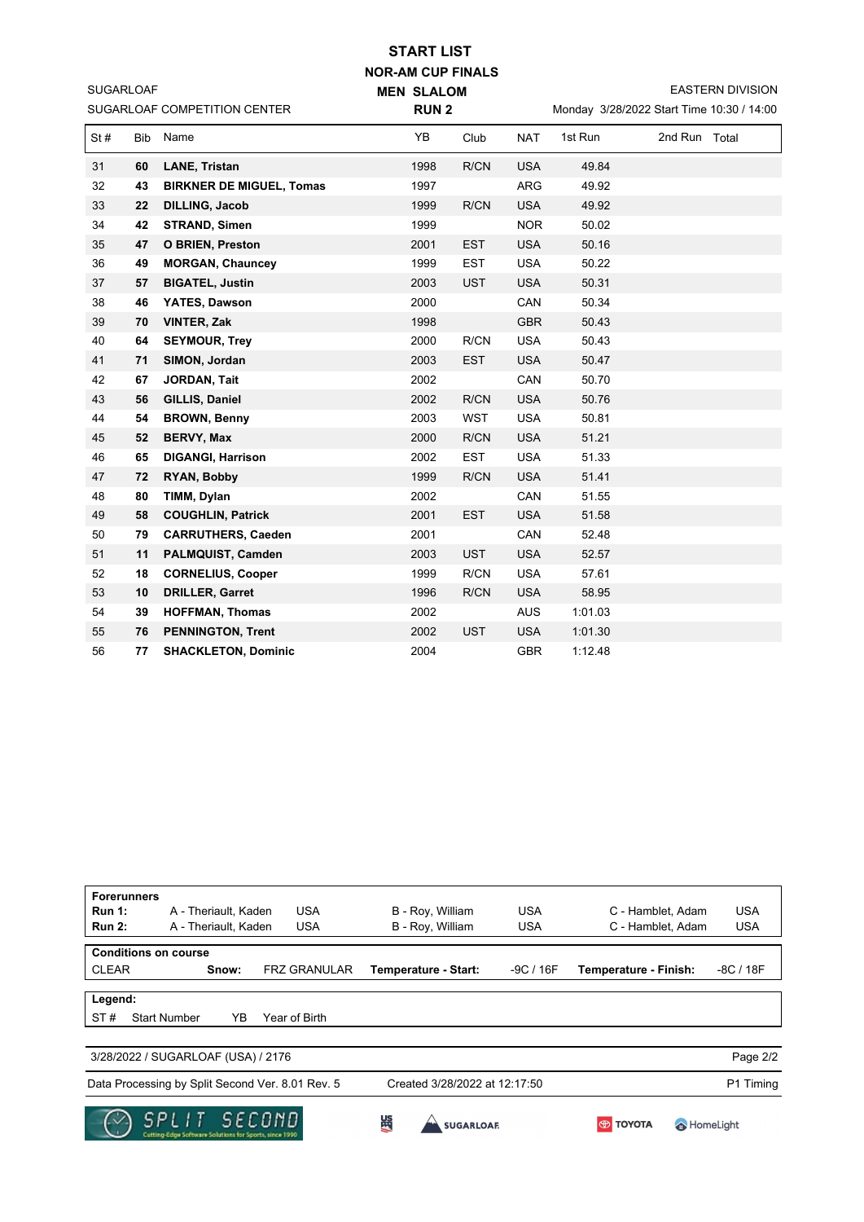# START LIST

## NOR-AM CUP FINALS

SUGARLOAF | EASTERN DIVISION

SUGARLOAF COMPETITION CENTER

**MEN SLALOM**

**RUN 2**

Monday 3/28/2022 Start Time 10:30 / 14:00

| St # | Bib | Name | YB | Club | NAT | 1st Run | 2nd Run | Total |
|---|---|---|---|---|---|---|---|---|
| 31 | **60** | **LANE, Tristan** | 1998 | R/CN | USA | 49.84 | | |
| 32 | **43** | **BIRKNER DE MIGUEL, Tomas** | 1997 | | ARG | 49.92 | | |
| 33 | **22** | **DILLING, Jacob** | 1999 | R/CN | USA | 49.92 | | |
| 34 | **42** | **STRAND, Simen** | 1999 | | NOR | 50.02 | | |
| 35 | **47** | **O BRIEN, Preston** | 2001 | EST | USA | 50.16 | | |
| 36 | **49** | **MORGAN, Chauncey** | 1999 | EST | USA | 50.22 | | |
| 37 | **57** | **BIGATEL, Justin** | 2003 | UST | USA | 50.31 | | |
| 38 | **46** | **YATES, Dawson** | 2000 | | CAN | 50.34 | | |
| 39 | **70** | **VINTER, Zak** | 1998 | | GBR | 50.43 | | |
| 40 | **64** | **SEYMOUR, Trey** | 2000 | R/CN | USA | 50.43 | | |
| 41 | **71** | **SIMON, Jordan** | 2003 | EST | USA | 50.47 | | |
| 42 | **67** | **JORDAN, Tait** | 2002 | | CAN | 50.70 | | |
| 43 | **56** | **GILLIS, Daniel** | 2002 | R/CN | USA | 50.76 | | |
| 44 | **54** | **BROWN, Benny** | 2003 | WST | USA | 50.81 | | |
| 45 | **52** | **BERVY, Max** | 2000 | R/CN | USA | 51.21 | | |
| 46 | **65** | **DIGANGI, Harrison** | 2002 | EST | USA | 51.33 | | |
| 47 | **72** | **RYAN, Bobby** | 1999 | R/CN | USA | 51.41 | | |
| 48 | **80** | **TIMM, Dylan** | 2002 | | CAN | 51.55 | | |
| 49 | **58** | **COUGHLIN, Patrick** | 2001 | EST | USA | 51.58 | | |
| 50 | **79** | **CARRUTHERS, Caeden** | 2001 | | CAN | 52.48 | | |
| 51 | **11** | **PALMQUIST, Camden** | 2003 | UST | USA | 52.57 | | |
| 52 | **18** | **CORNELIUS, Cooper** | 1999 | R/CN | USA | 57.61 | | |
| 53 | **10** | **DRILLER, Garret** | 1996 | R/CN | USA | 58.95 | | |
| 54 | **39** | **HOFFMAN, Thomas** | 2002 | | AUS | 1:01.03 | | |
| 55 | **76** | **PENNINGTON, Trent** | 2002 | UST | USA | 1:01.30 | | |
| 56 | **77** | **SHACKLETON, Dominic** | 2004 | | GBR | 1:12.48 | | |

**Forerunners**

| | | | | | | |
|---|---|---|---|---|---|---|
| **Run 1:** | A - Theriault, Kaden | USA | B - Roy, William | USA | C - Hamblet, Adam | USA |
| **Run 2:** | A - Theriault, Kaden | USA | B - Roy, William | USA | C - Hamblet, Adam | USA |

**Conditions on course**

CLEAR | **Snow:** FRZ GRANULAR | **Temperature - Start:** -9C / 16F | **Temperature - Finish:** -8C / 18F

**Legend:**

ST # Start Number | YB Year of Birth

3/28/2022 / SUGARLOAF (USA) / 2176

Data Processing by Split Second Ver. 8.01 Rev. 5 | Created 3/28/2022 at 12:17:50 | P1 Timing